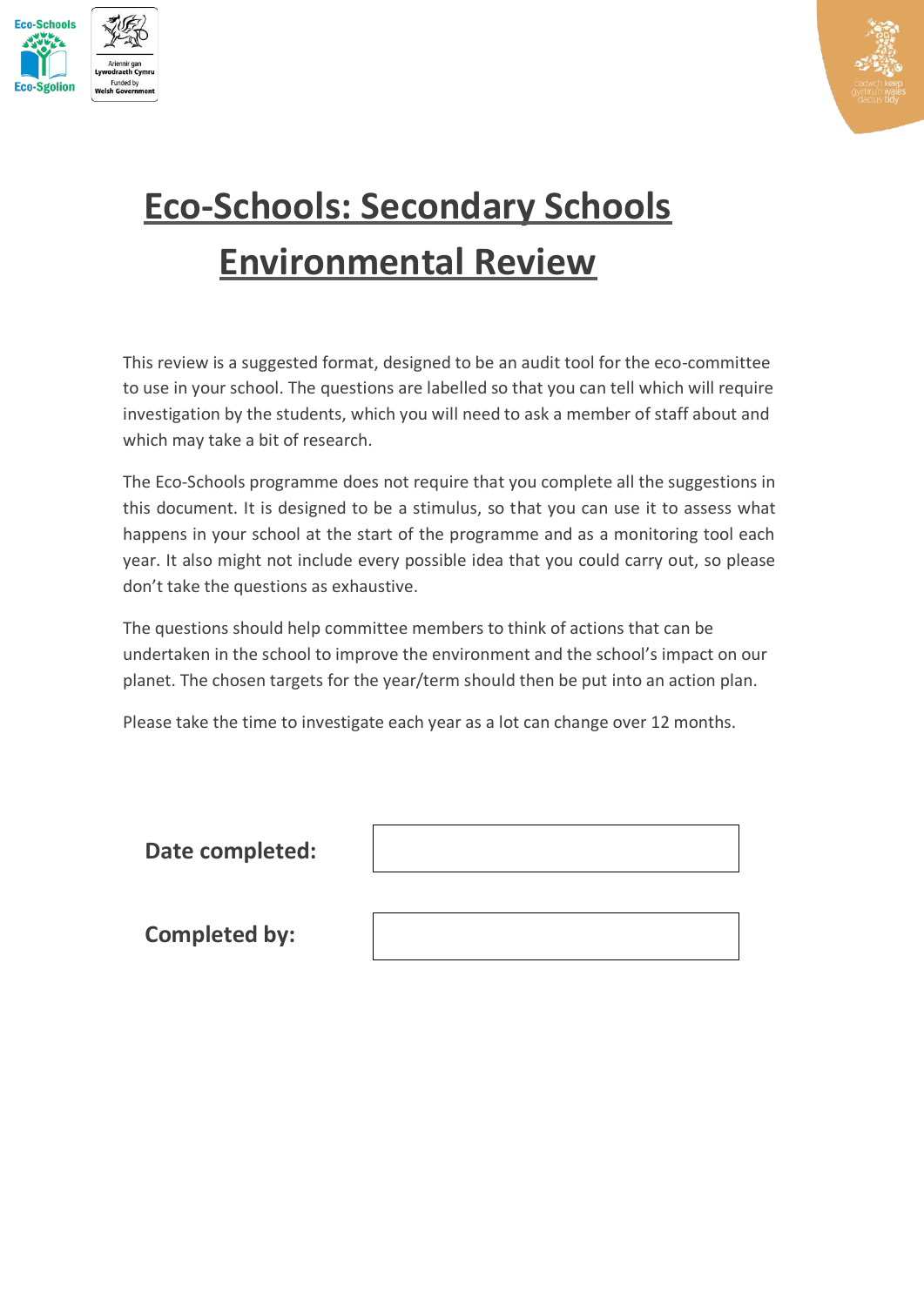# Eco-Schools: Secondary Schools Environmental Review

This review is a suggested format, designed to be an audit tool for the eco-committee to use in your school. The questions are labelled so that you can tell which will require investigation by the students, which you will need to ask a member of staff about and which may take a bit of research.

The Eco-Schools programme does not require that you complete all the suggestions in this document. It is designed to be a stimulus, so that you can use it to assess what happens in your school at the start of the programme and as a monitoring tool each year. It also might not include every possible idea that you could carry out, so please don't take the questions as exhaustive.

The questions should help committee members to think of actions that can be undertaken in the school to improve the environment and the school's impact on our planet. The chosen targets for the year/term should then be put into an action plan.

Please take the time to investigate each year as a lot can change over 12 months.

| | |
|---|---|
| **Date completed:** | |
| **Completed by:** | |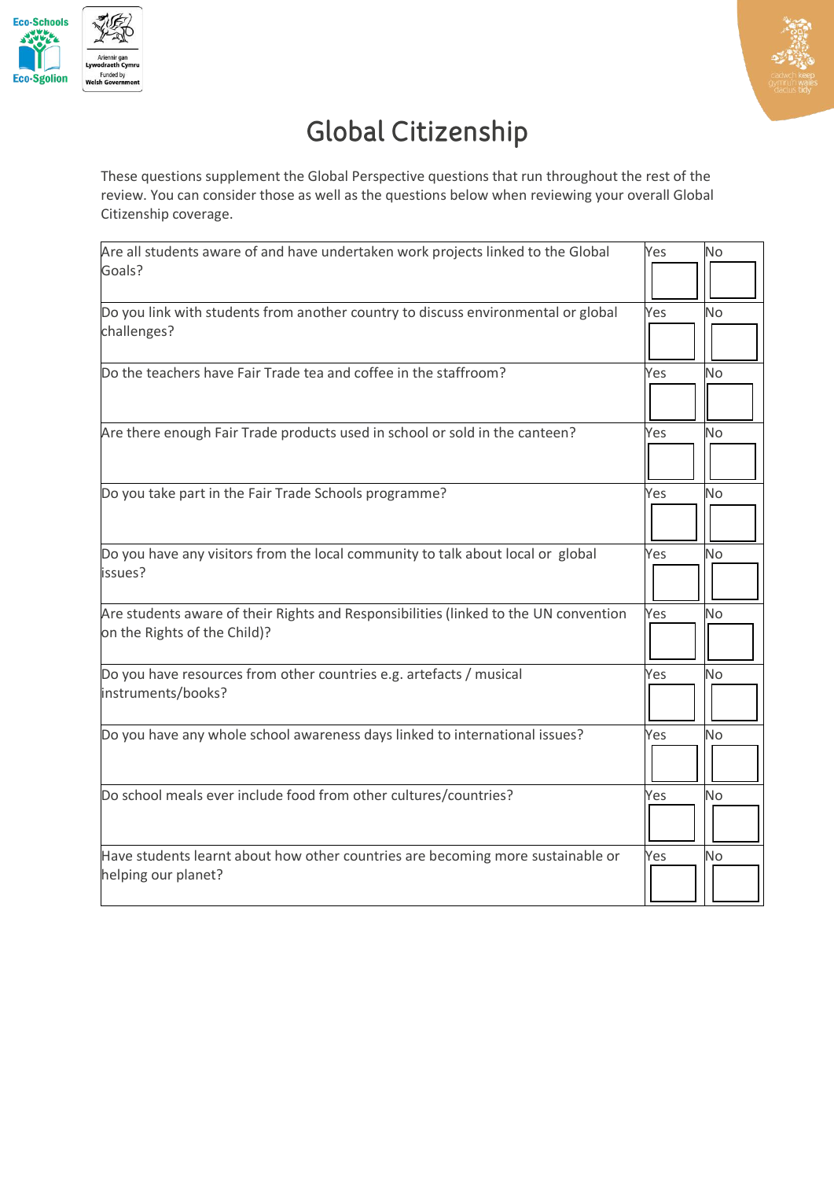# Global Citizenship

These questions supplement the Global Perspective questions that run throughout the rest of the review. You can consider those as well as the questions below when reviewing your overall Global Citizenship coverage.

| Question | Yes | No |
|---|---|---|
| Are all students aware of and have undertaken work projects linked to the Global Goals? | | |
| Do you link with students from another country to discuss environmental or global challenges? | | |
| Do the teachers have Fair Trade tea and coffee in the staffroom? | | |
| Are there enough Fair Trade products used in school or sold in the canteen? | | |
| Do you take part in the Fair Trade Schools programme? | | |
| Do you have any visitors from the local community to talk about local or global issues? | | |
| Are students aware of their Rights and Responsibilities (linked to the UN convention on the Rights of the Child)? | | |
| Do you have resources from other countries e.g. artefacts / musical instruments/books? | | |
| Do you have any whole school awareness days linked to international issues? | | |
| Do school meals ever include food from other cultures/countries? | | |
| Have students learnt about how other countries are becoming more sustainable or helping our planet? | | |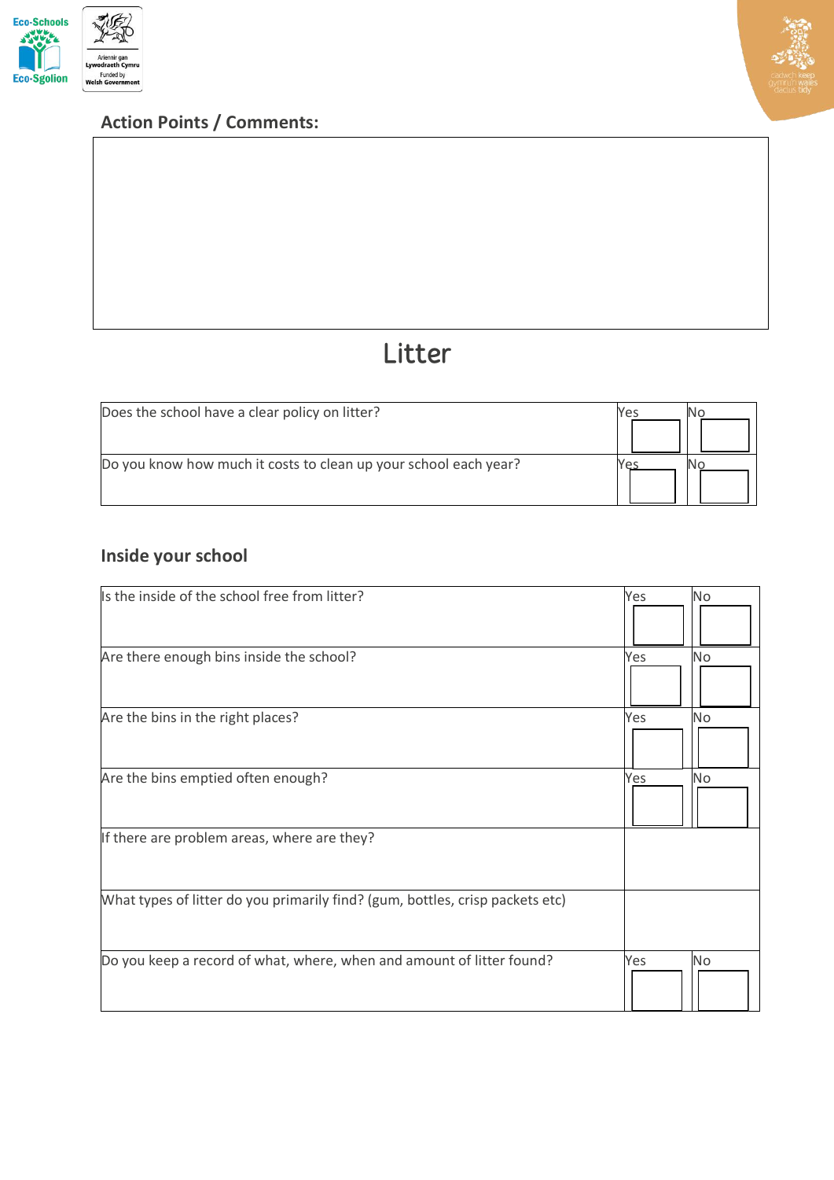## Action Points / Comments:

| |
|---|
| |

# Litter

| | | |
|---|---|---|
| Does the school have a clear policy on litter? | Yes | No |
| Do you know how much it costs to clean up your school each year? | Yes | No |

## Inside your school

| | | |
|---|---|---|
| Is the inside of the school free from litter? | Yes | No |
| Are there enough bins inside the school? | Yes | No |
| Are the bins in the right places? | Yes | No |
| Are the bins emptied often enough? | Yes | No |
| If there are problem areas, where are they? | | |
| What types of litter do you primarily find? (gum, bottles, crisp packets etc) | | |
| Do you keep a record of what, where, when and amount of litter found? | Yes | No |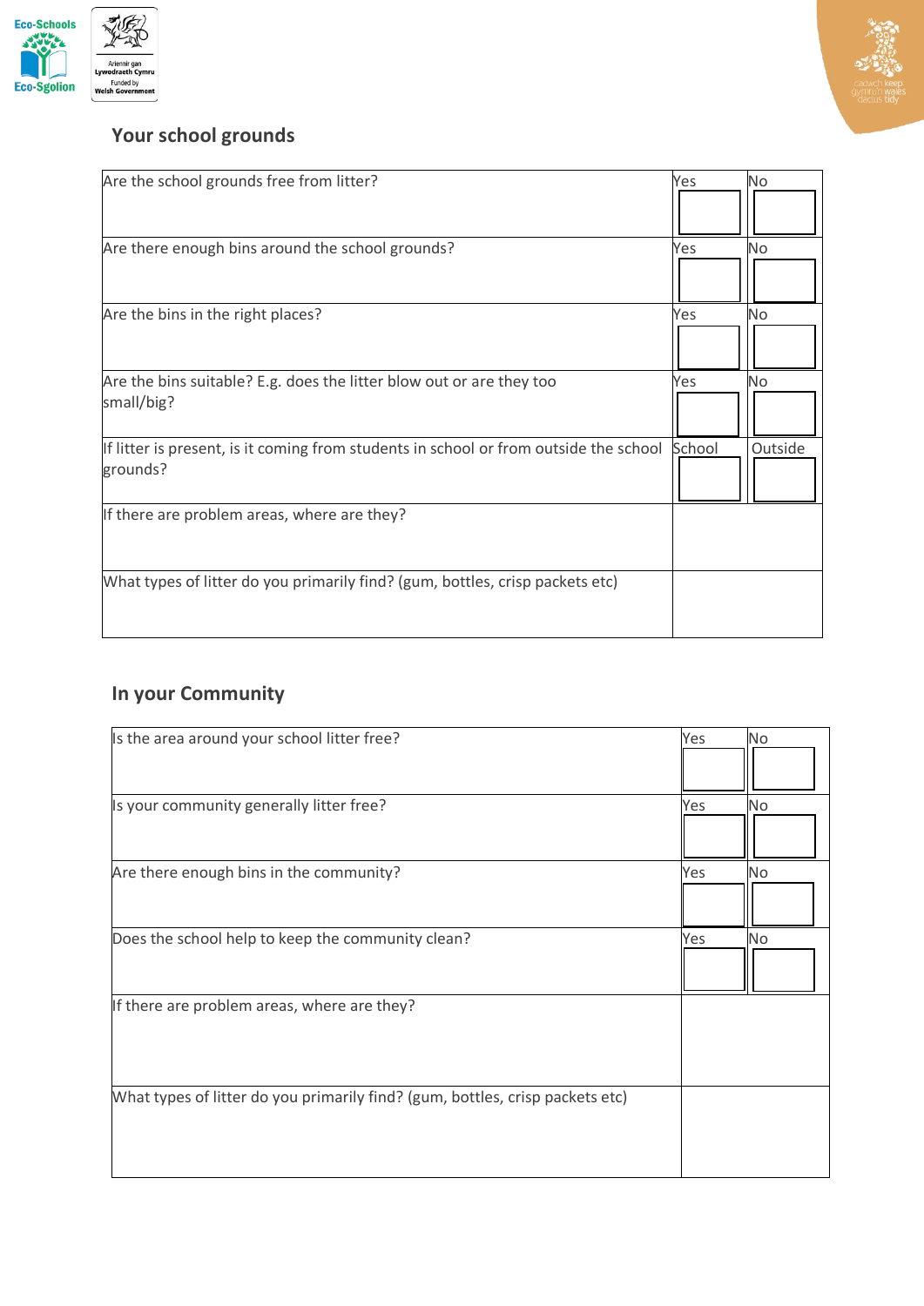## Your school grounds

| | | |
|---|---|---|
| Are the school grounds free from litter? | Yes | No |
| Are there enough bins around the school grounds? | Yes | No |
| Are the bins in the right places? | Yes | No |
| Are the bins suitable? E.g. does the litter blow out or are they too small/big? | Yes | No |
| If litter is present, is it coming from students in school or from outside the school grounds? | School | Outside |
| If there are problem areas, where are they? | | |
| What types of litter do you primarily find? (gum, bottles, crisp packets etc) | | |

## In your Community

| | | |
|---|---|---|
| Is the area around your school litter free? | Yes | No |
| Is your community generally litter free? | Yes | No |
| Are there enough bins in the community? | Yes | No |
| Does the school help to keep the community clean? | Yes | No |
| If there are problem areas, where are they? | | |
| What types of litter do you primarily find? (gum, bottles, crisp packets etc) | | |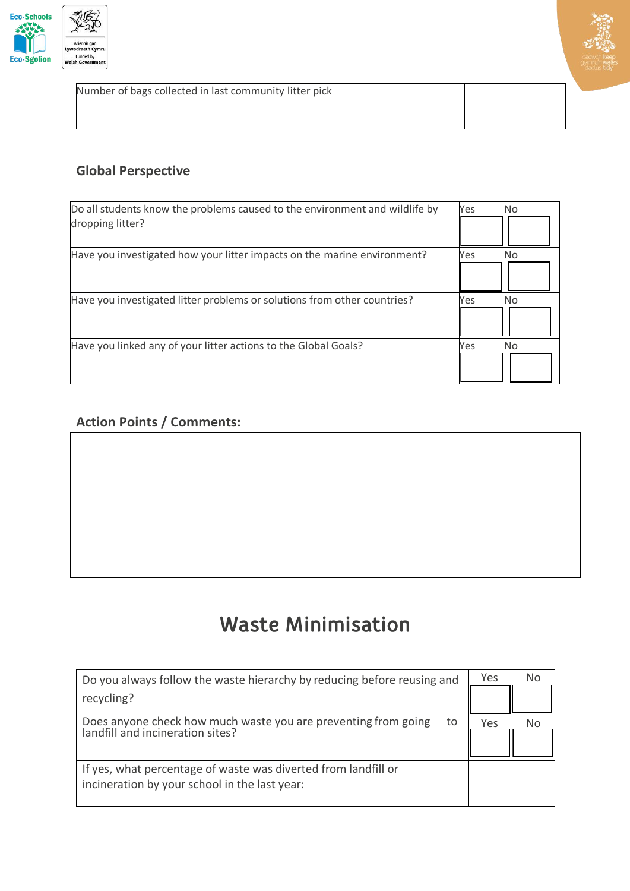| Number of bags collected in last community litter pick | |
|---|---|

## Global Perspective

| | Yes | No |
|---|---|---|
| Do all students know the problems caused to the environment and wildlife by dropping litter? | | |
| Have you investigated how your litter impacts on the marine environment? | | |
| Have you investigated litter problems or solutions from other countries? | | |
| Have you linked any of your litter actions to the Global Goals? | | |

## Action Points / Comments:

# Waste Minimisation

| | Yes | No |
|---|---|---|
| Do you always follow the waste hierarchy by reducing before reusing and recycling? | | |
| Does anyone check how much waste you are preventing from going to landfill and incineration sites? | | |
| If yes, what percentage of waste was diverted from landfill or incineration by your school in the last year: | | |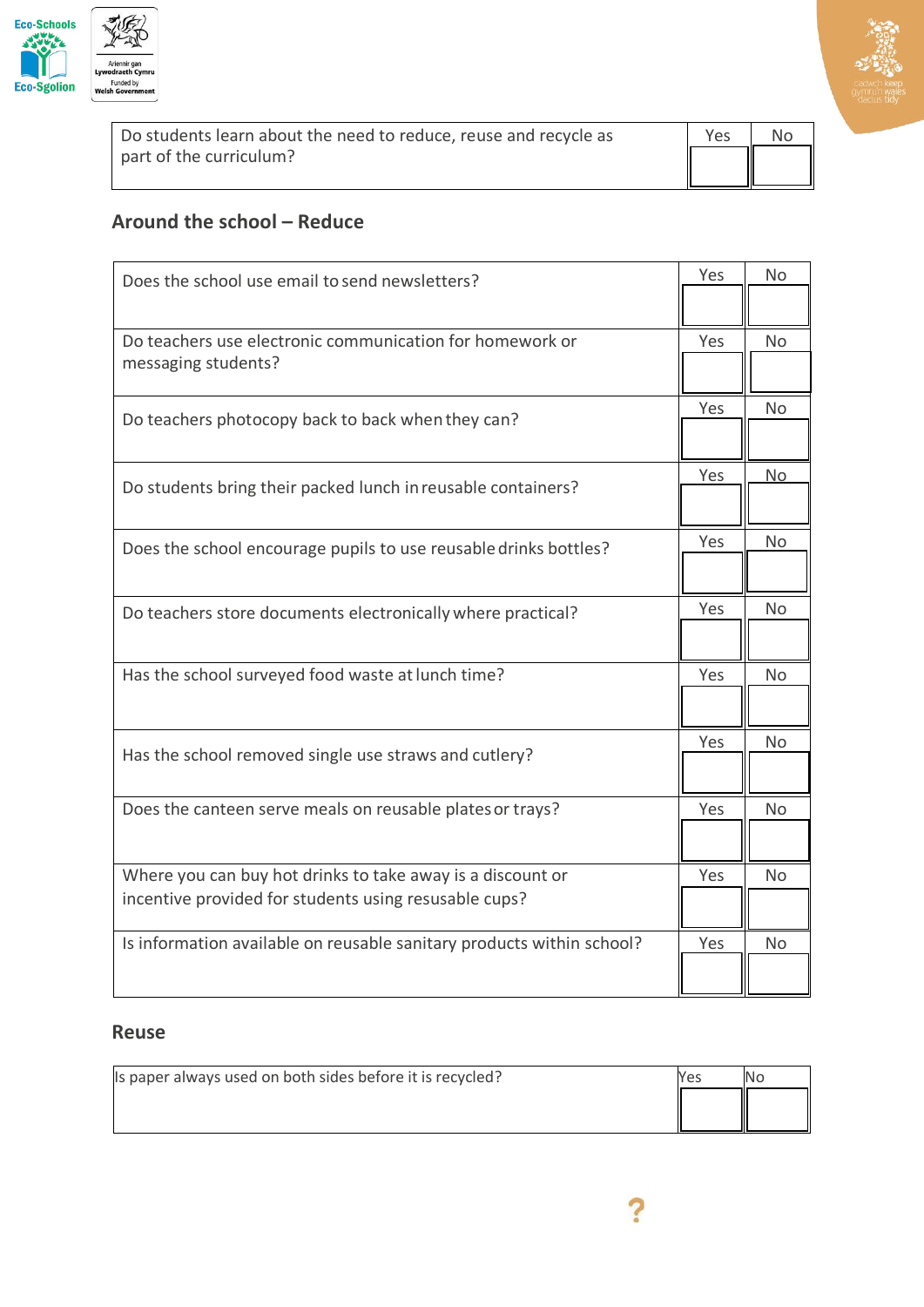| Do students learn about the need to reduce, reuse and recycle as part of the curriculum? | Yes | No |
|---|---|---|
| | | |

## Around the school – Reduce

| Question | Yes | No |
|---|---|---|
| Does the school use email to send newsletters? | | |
| Do teachers use electronic communication for homework or messaging students? | | |
| Do teachers photocopy back to back when they can? | | |
| Do students bring their packed lunch in reusable containers? | | |
| Does the school encourage pupils to use reusable drinks bottles? | | |
| Do teachers store documents electronically where practical? | | |
| Has the school surveyed food waste at lunch time? | | |
| Has the school removed single use straws and cutlery? | | |
| Does the canteen serve meals on reusable plates or trays? | | |
| Where you can buy hot drinks to take away is a discount or incentive provided for students using resusable cups? | | |
| Is information available on reusable sanitary products within school? | | |

## Reuse

| Question | Yes | No |
|---|---|---|
| Is paper always used on both sides before it is recycled? | | |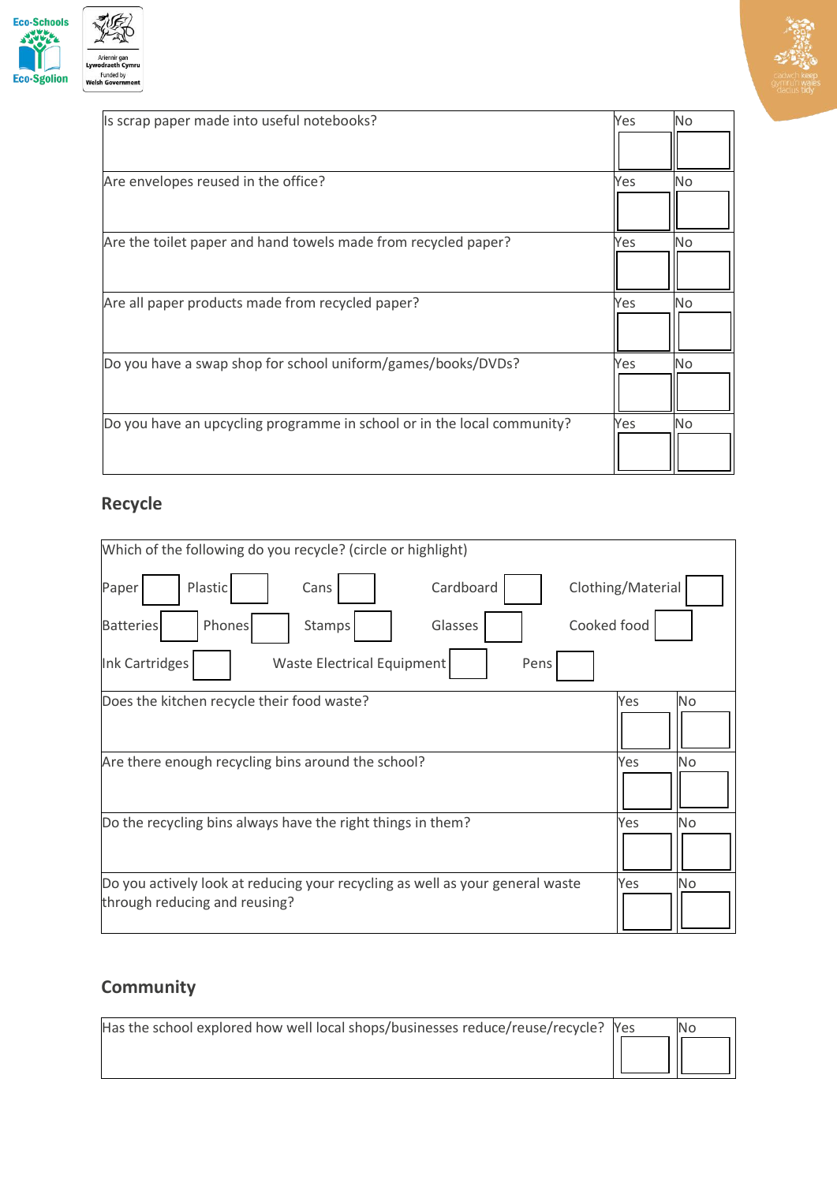| Question | Yes | No |
| --- | --- | --- |
| Is scrap paper made into useful notebooks? | | |
| Are envelopes reused in the office? | | |
| Are the toilet paper and hand towels made from recycled paper? | | |
| Are all paper products made from recycled paper? | | |
| Do you have a swap shop for school uniform/games/books/DVDs? | | |
| Do you have an upcycling programme in school or in the local community? | | |

## Recycle

Which of the following do you recycle? (circle or highlight)

| | | | | |
| --- | --- | --- | --- | --- |
| Paper ☐ | Plastic ☐ | Cans ☐ | Cardboard ☐ | Clothing/Material ☐ |
| Batteries ☐ | Phones ☐ | Stamps ☐ | Glasses ☐ | Cooked food ☐ |
| Ink Cartridges ☐ | Waste Electrical Equipment ☐ | Pens ☐ | | |

| Question | Yes | No |
| --- | --- | --- |
| Does the kitchen recycle their food waste? | | |
| Are there enough recycling bins around the school? | | |
| Do the recycling bins always have the right things in them? | | |
| Do you actively look at reducing your recycling as well as your general waste through reducing and reusing? | | |

## Community

| Question | Yes | No |
| --- | --- | --- |
| Has the school explored how well local shops/businesses reduce/reuse/recycle? | | |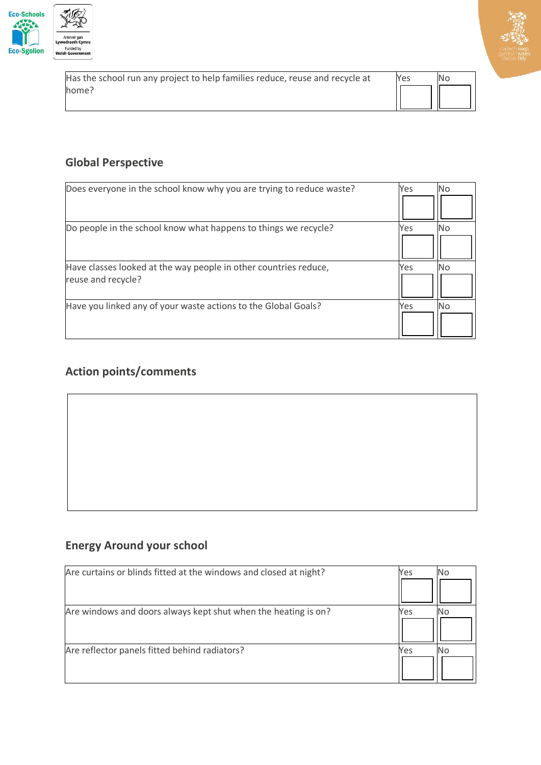| Has the school run any project to help families reduce, reuse and recycle at home? | Yes | No |
| --- | --- | --- |

## Global Perspective

| Does everyone in the school know why you are trying to reduce waste? | Yes | No |
| --- | --- | --- |
| Do people in the school know what happens to things we recycle? | Yes | No |
| Have classes looked at the way people in other countries reduce, reuse and recycle? | Yes | No |
| Have you linked any of your waste actions to the Global Goals? | Yes | No |

## Action points/comments

## Energy Around your school

| Are curtains or blinds fitted at the windows and closed at night? | Yes | No |
| --- | --- | --- |
| Are windows and doors always kept shut when the heating is on? | Yes | No |
| Are reflector panels fitted behind radiators? | Yes | No |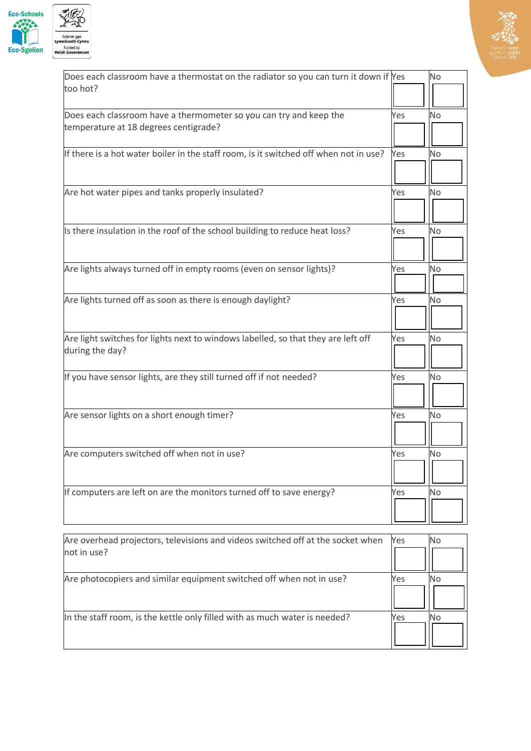| Question | Yes | No |
|---|---|---|
| Does each classroom have a thermostat on the radiator so you can turn it down if too hot? | | |
| Does each classroom have a thermometer so you can try and keep the temperature at 18 degrees centigrade? | | |
| If there is a hot water boiler in the staff room, is it switched off when not in use? | | |
| Are hot water pipes and tanks properly insulated? | | |
| Is there insulation in the roof of the school building to reduce heat loss? | | |
| Are lights always turned off in empty rooms (even on sensor lights)? | | |
| Are lights turned off as soon as there is enough daylight? | | |
| Are light switches for lights next to windows labelled, so that they are left off during the day? | | |
| If you have sensor lights, are they still turned off if not needed? | | |
| Are sensor lights on a short enough timer? | | |
| Are computers switched off when not in use? | | |
| If computers are left on are the monitors turned off to save energy? | | |

| Question | Yes | No |
|---|---|---|
| Are overhead projectors, televisions and videos switched off at the socket when not in use? | | |
| Are photocopiers and similar equipment switched off when not in use? | | |
| In the staff room, is the kettle only filled with as much water is needed? | | |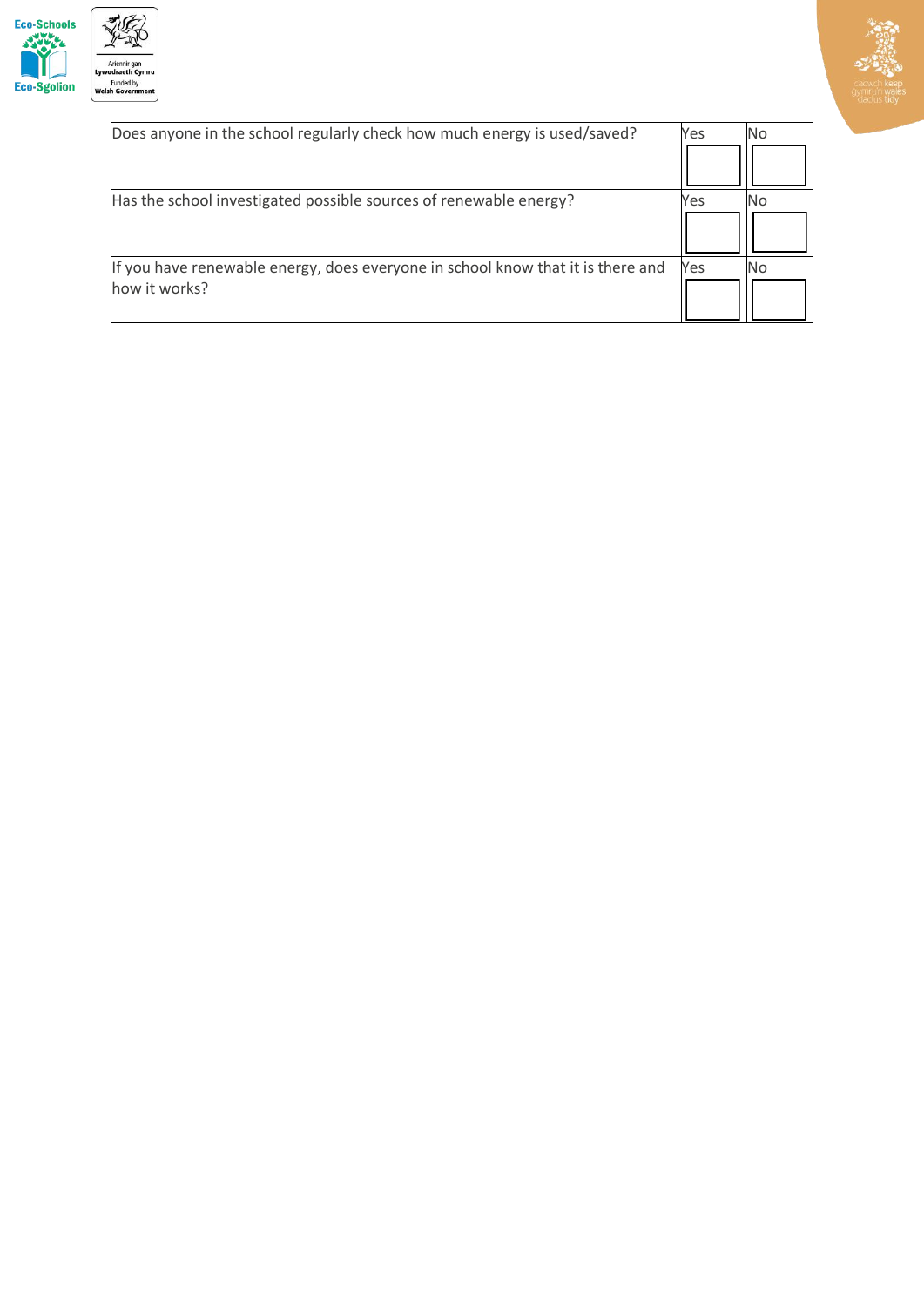| Question | Yes | No |
| --- | --- | --- |
| Does anyone in the school regularly check how much energy is used/saved? | | |
| Has the school investigated possible sources of renewable energy? | | |
| If you have renewable energy, does everyone in school know that it is there and how it works? | | |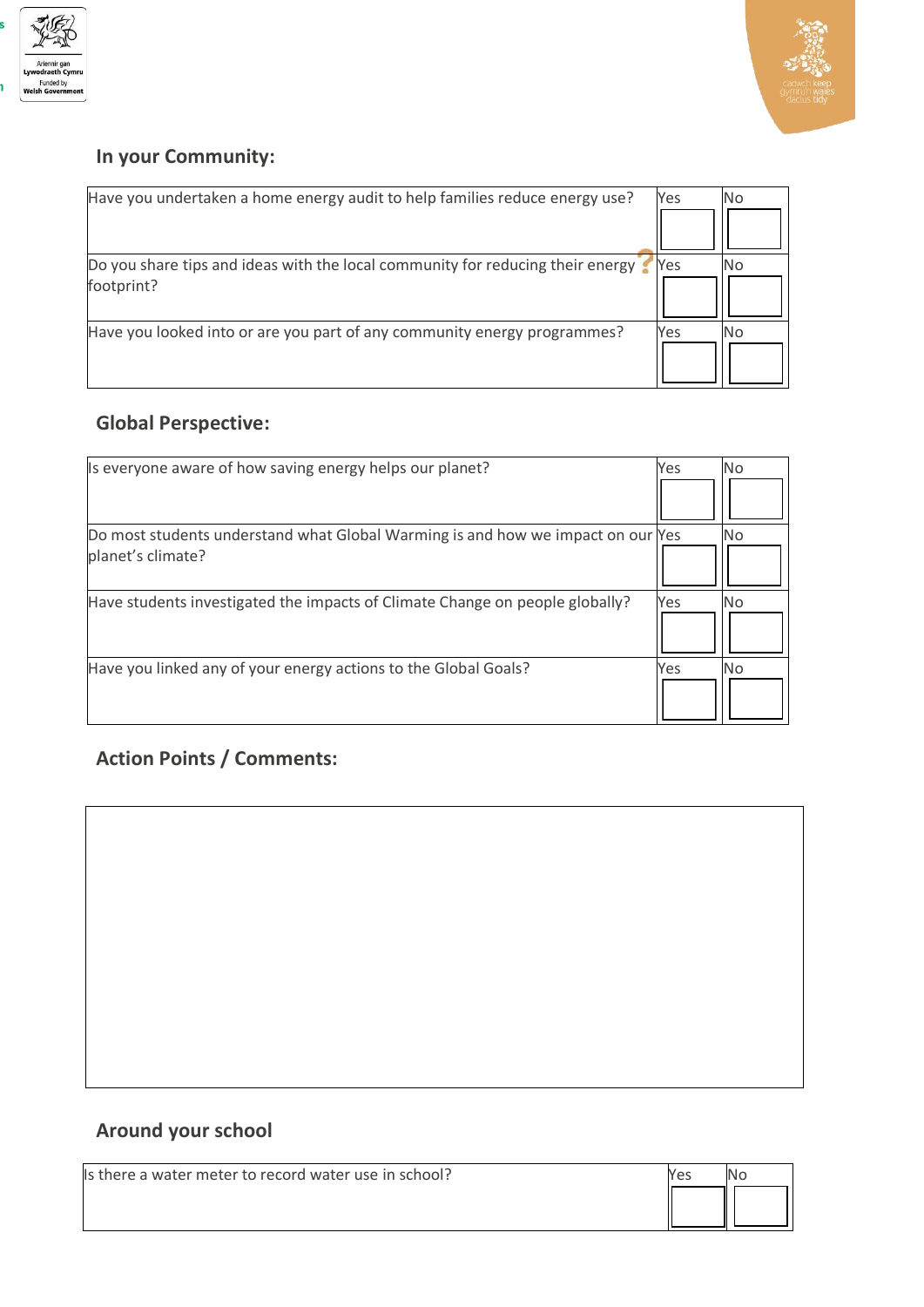## In your Community:

| | | |
|---|---|---|
| Have you undertaken a home energy audit to help families reduce energy use? | Yes | No |
| Do you share tips and ideas with the local community for reducing their energy footprint? | Yes | No |
| Have you looked into or are you part of any community energy programmes? | Yes | No |

## Global Perspective:

| | | |
|---|---|---|
| Is everyone aware of how saving energy helps our planet? | Yes | No |
| Do most students understand what Global Warming is and how we impact on our planet's climate? | Yes | No |
| Have students investigated the impacts of Climate Change on people globally? | Yes | No |
| Have you linked any of your energy actions to the Global Goals? | Yes | No |

## Action Points / Comments:

## Around your school

| | | |
|---|---|---|
| Is there a water meter to record water use in school? | Yes | No |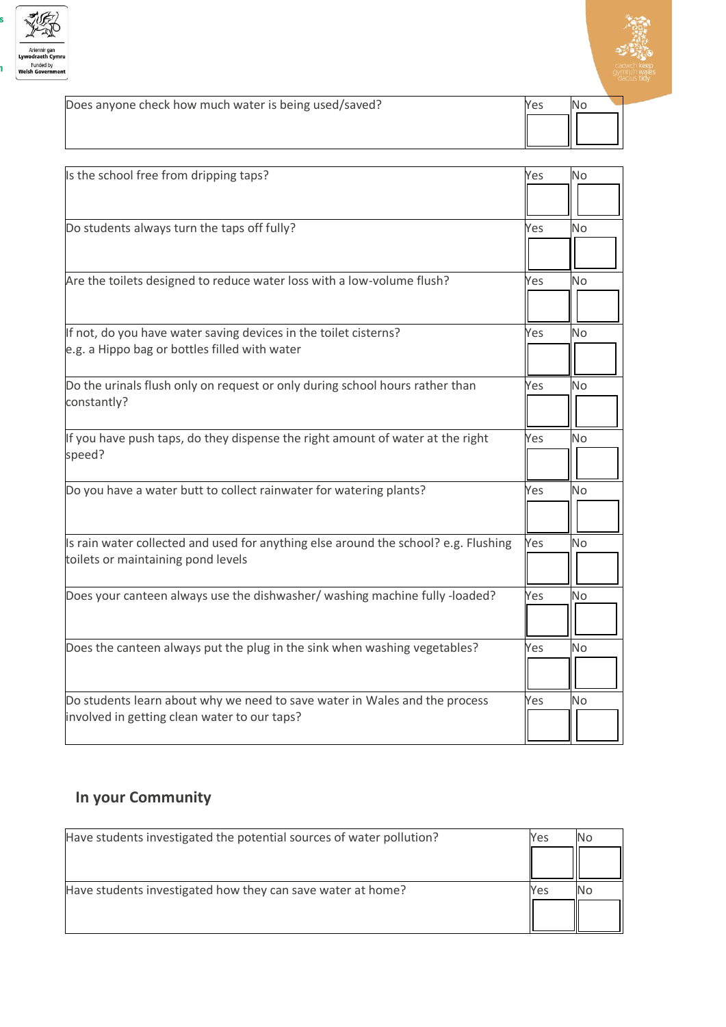| Question | Yes | No |
| --- | --- | --- |
| Does anyone check how much water is being used/saved? | | |

| Question | Yes | No |
| --- | --- | --- |
| Is the school free from dripping taps? | | |
| Do students always turn the taps off fully? | | |
| Are the toilets designed to reduce water loss with a low-volume flush? | | |
| If not, do you have water saving devices in the toilet cisterns? e.g. a Hippo bag or bottles filled with water | | |
| Do the urinals flush only on request or only during school hours rather than constantly? | | |
| If you have push taps, do they dispense the right amount of water at the right speed? | | |
| Do you have a water butt to collect rainwater for watering plants? | | |
| Is rain water collected and used for anything else around the school? e.g. Flushing toilets or maintaining pond levels | | |
| Does your canteen always use the dishwasher/ washing machine fully -loaded? | | |
| Does the canteen always put the plug in the sink when washing vegetables? | | |
| Do students learn about why we need to save water in Wales and the process involved in getting clean water to our taps? | | |

## In your Community

| Question | Yes | No |
| --- | --- | --- |
| Have students investigated the potential sources of water pollution? | | |
| Have students investigated how they can save water at home? | | |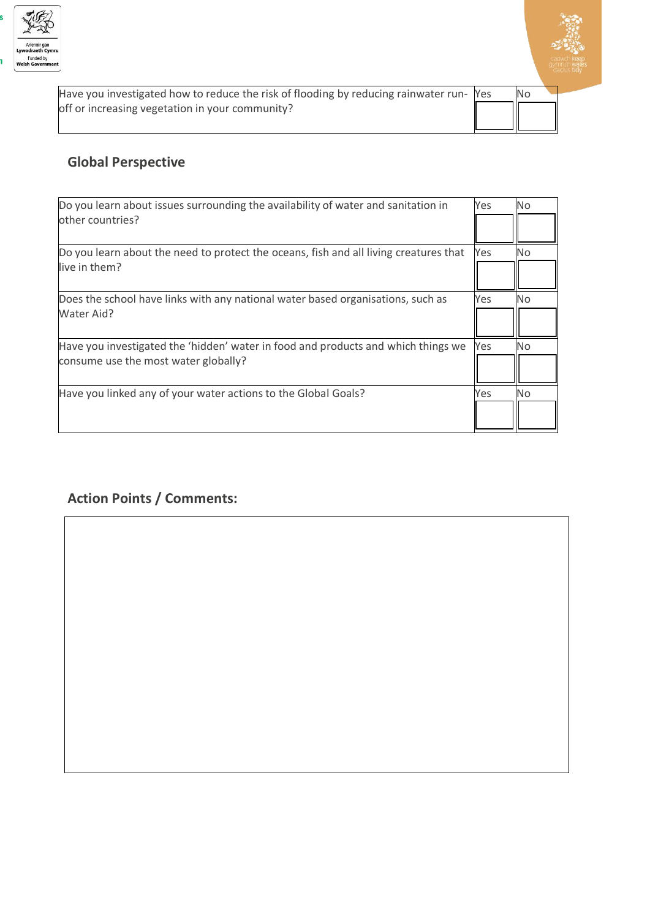| | Yes | No |
|---|---|---|
| Have you investigated how to reduce the risk of flooding by reducing rainwater run-off or increasing vegetation in your community? | | |

## Global Perspective

| | Yes | No |
|---|---|---|
| Do you learn about issues surrounding the availability of water and sanitation in other countries? | | |
| Do you learn about the need to protect the oceans, fish and all living creatures that live in them? | | |
| Does the school have links with any national water based organisations, such as Water Aid? | | |
| Have you investigated the 'hidden' water in food and products and which things we consume use the most water globally? | | |
| Have you linked any of your water actions to the Global Goals? | | |

## Action Points / Comments: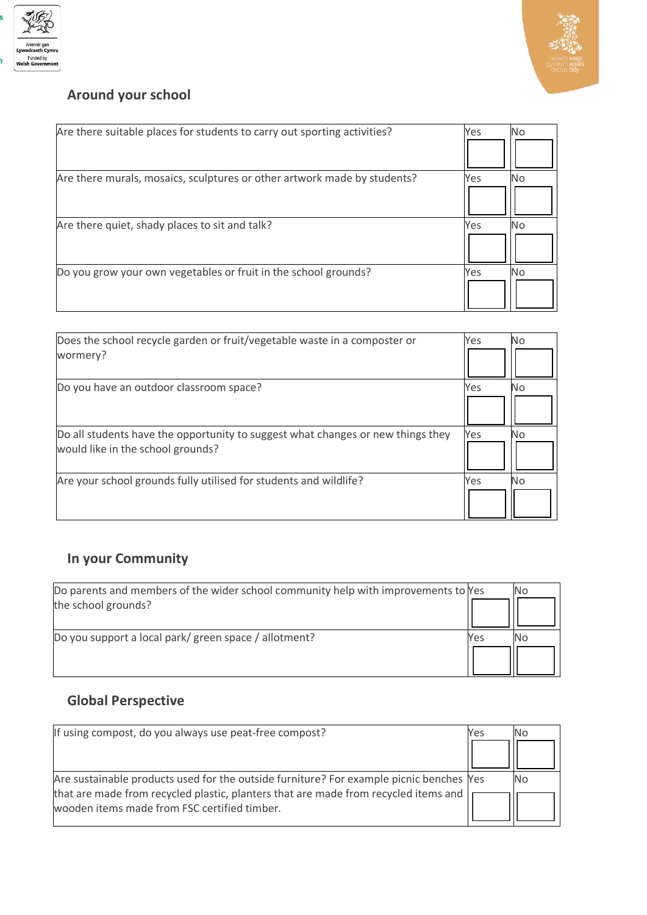## Around your school

| Question | Yes | No |
|---|---|---|
| Are there suitable places for students to carry out sporting activities? | | |
| Are there murals, mosaics, sculptures or other artwork made by students? | | |
| Are there quiet, shady places to sit and talk? | | |
| Do you grow your own vegetables or fruit in the school grounds? | | |

| Question | Yes | No |
|---|---|---|
| Does the school recycle garden or fruit/vegetable waste in a composter or wormery? | | |
| Do you have an outdoor classroom space? | | |
| Do all students have the opportunity to suggest what changes or new things they would like in the school grounds? | | |
| Are your school grounds fully utilised for students and wildlife? | | |

## In your Community

| Question | Yes | No |
|---|---|---|
| Do parents and members of the wider school community help with improvements to the school grounds? | | |
| Do you support a local park/ green space / allotment? | | |

## Global Perspective

| Question | Yes | No |
|---|---|---|
| If using compost, do you always use peat-free compost? | | |
| Are sustainable products used for the outside furniture? For example picnic benches that are made from recycled plastic, planters that are made from recycled items and wooden items made from FSC certified timber. | | |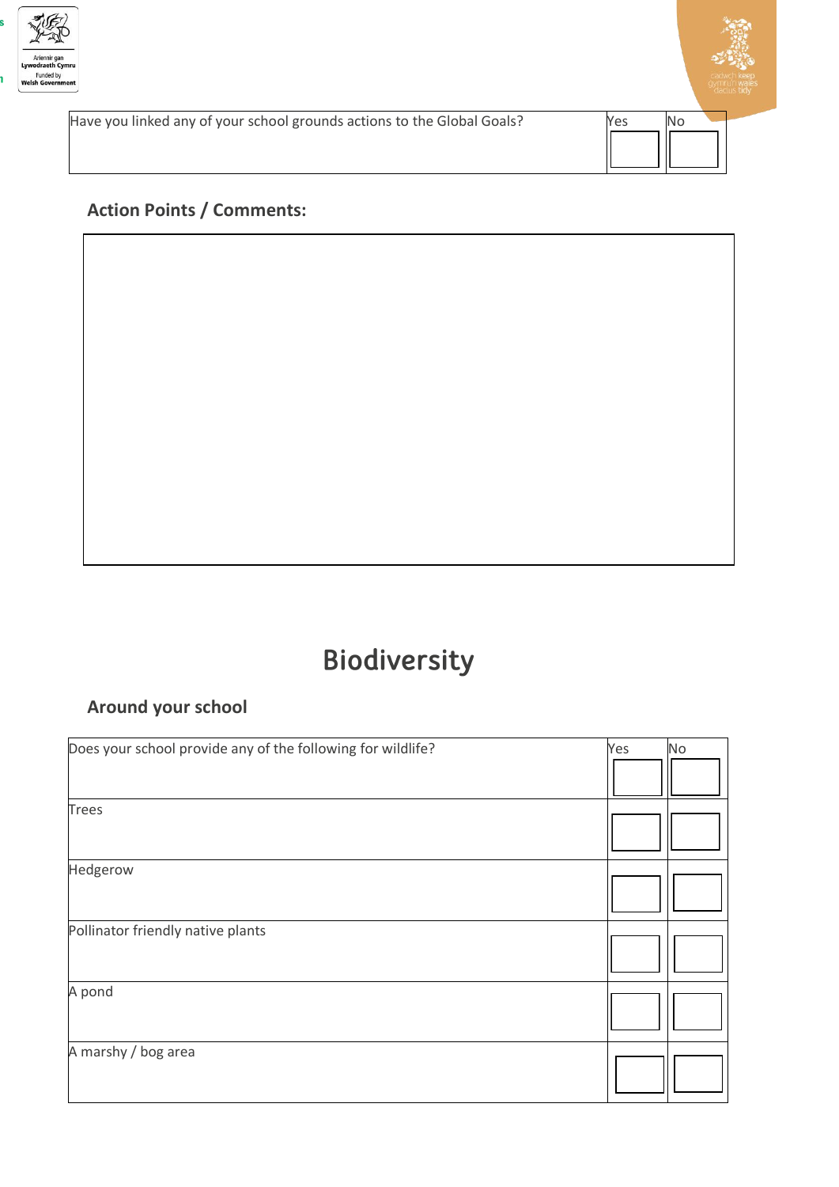| Have you linked any of your school grounds actions to the Global Goals? | Yes | No |
|---|---|---|
| | | |

### Action Points / Comments:

| |
|---|
| |

# Biodiversity

### Around your school

| Does your school provide any of the following for wildlife? | Yes | No |
|---|---|---|
| Trees | | |
| Hedgerow | | |
| Pollinator friendly native plants | | |
| A pond | | |
| A marshy / bog area | | |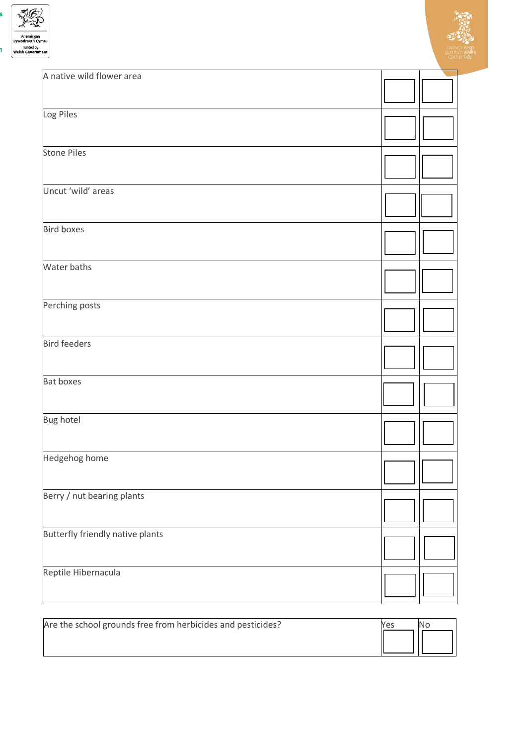| | | |
|---|---|---|
| A native wild flower area | | |
| Log Piles | | |
| Stone Piles | | |
| Uncut 'wild' areas | | |
| Bird boxes | | |
| Water baths | | |
| Perching posts | | |
| Bird feeders | | |
| Bat boxes | | |
| Bug hotel | | |
| Hedgehog home | | |
| Berry / nut bearing plants | | |
| Butterfly friendly native plants | | |
| Reptile Hibernacula | | |

| | Yes | No |
|---|---|---|
| Are the school grounds free from herbicides and pesticides? | | |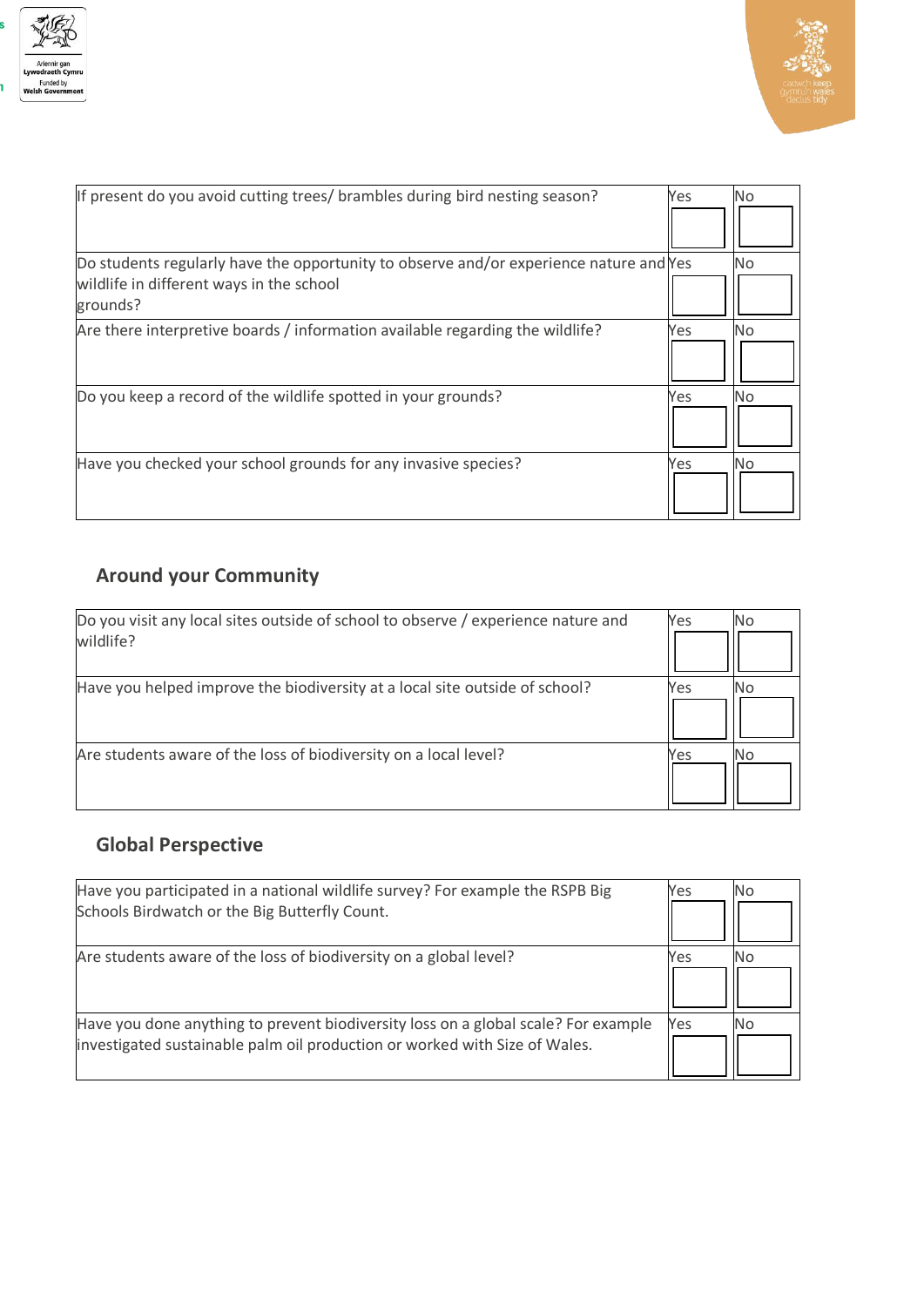| | | |
|---|---|---|
| If present do you avoid cutting trees/ brambles during bird nesting season? | Yes | No |
| Do students regularly have the opportunity to observe and/or experience nature and wildlife in different ways in the school grounds? | Yes | No |
| Are there interpretive boards / information available regarding the wildlife? | Yes | No |
| Do you keep a record of the wildlife spotted in your grounds? | Yes | No |
| Have you checked your school grounds for any invasive species? | Yes | No |

## Around your Community

| | | |
|---|---|---|
| Do you visit any local sites outside of school to observe / experience nature and wildlife? | Yes | No |
| Have you helped improve the biodiversity at a local site outside of school? | Yes | No |
| Are students aware of the loss of biodiversity on a local level? | Yes | No |

## Global Perspective

| | | |
|---|---|---|
| Have you participated in a national wildlife survey? For example the RSPB Big Schools Birdwatch or the Big Butterfly Count. | Yes | No |
| Are students aware of the loss of biodiversity on a global level? | Yes | No |
| Have you done anything to prevent biodiversity loss on a global scale? For example investigated sustainable palm oil production or worked with Size of Wales. | Yes | No |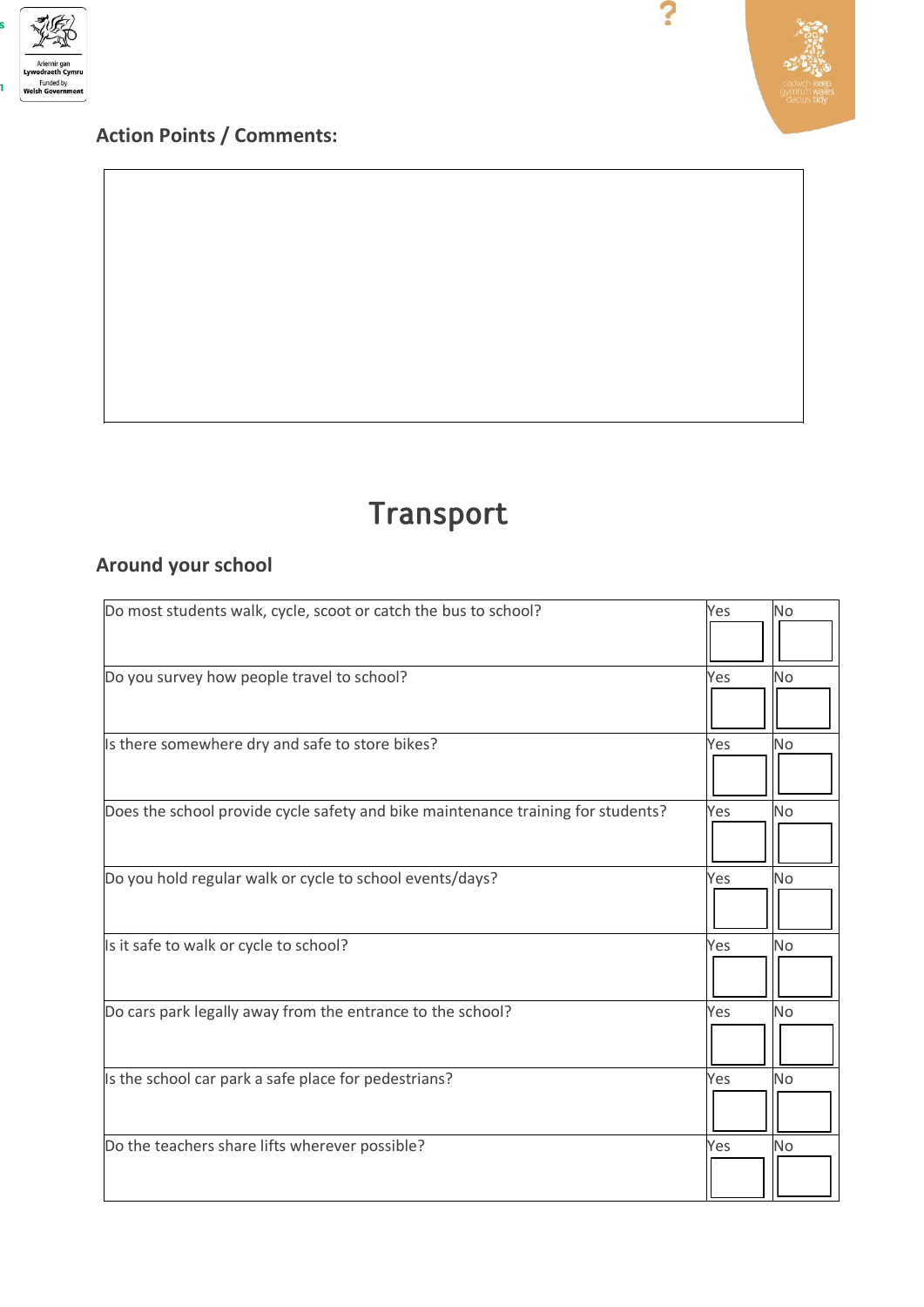### Action Points / Comments:

| |
|---|
| |

# Transport

### Around your school

| Question | Yes | No |
|---|---|---|
| Do most students walk, cycle, scoot or catch the bus to school? | | |
| Do you survey how people travel to school? | | |
| Is there somewhere dry and safe to store bikes? | | |
| Does the school provide cycle safety and bike maintenance training for students? | | |
| Do you hold regular walk or cycle to school events/days? | | |
| Is it safe to walk or cycle to school? | | |
| Do cars park legally away from the entrance to the school? | | |
| Is the school car park a safe place for pedestrians? | | |
| Do the teachers share lifts wherever possible? | | |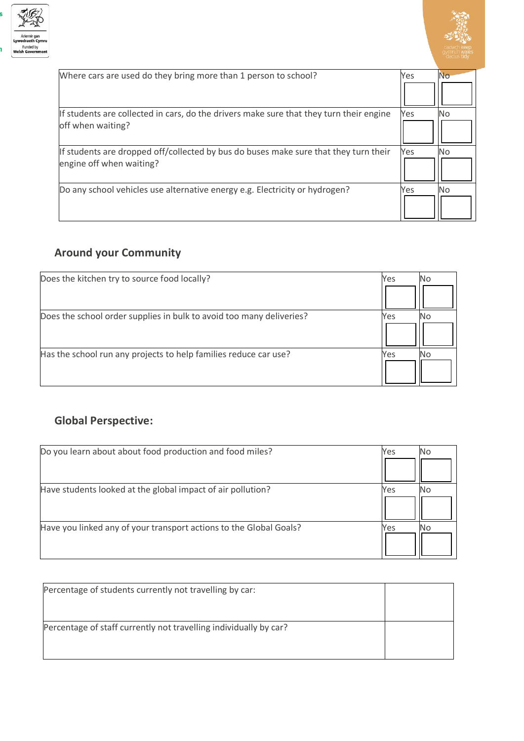| | | |
|---|---|---|
| Where cars are used do they bring more than 1 person to school? | Yes | No |
| If students are collected in cars, do the drivers make sure that they turn their engine off when waiting? | Yes | No |
| If students are dropped off/collected by bus do buses make sure that they turn their engine off when waiting? | Yes | No |
| Do any school vehicles use alternative energy e.g. Electricity or hydrogen? | Yes | No |

## Around your Community

| | | |
|---|---|---|
| Does the kitchen try to source food locally? | Yes | No |
| Does the school order supplies in bulk to avoid too many deliveries? | Yes | No |
| Has the school run any projects to help families reduce car use? | Yes | No |

## Global Perspective:

| | | |
|---|---|---|
| Do you learn about about food production and food miles? | Yes | No |
| Have students looked at the global impact of air pollution? | Yes | No |
| Have you linked any of your transport actions to the Global Goals? | Yes | No |

| | |
|---|---|
| Percentage of students currently not travelling by car: | |
| Percentage of staff currently not travelling individually by car? | |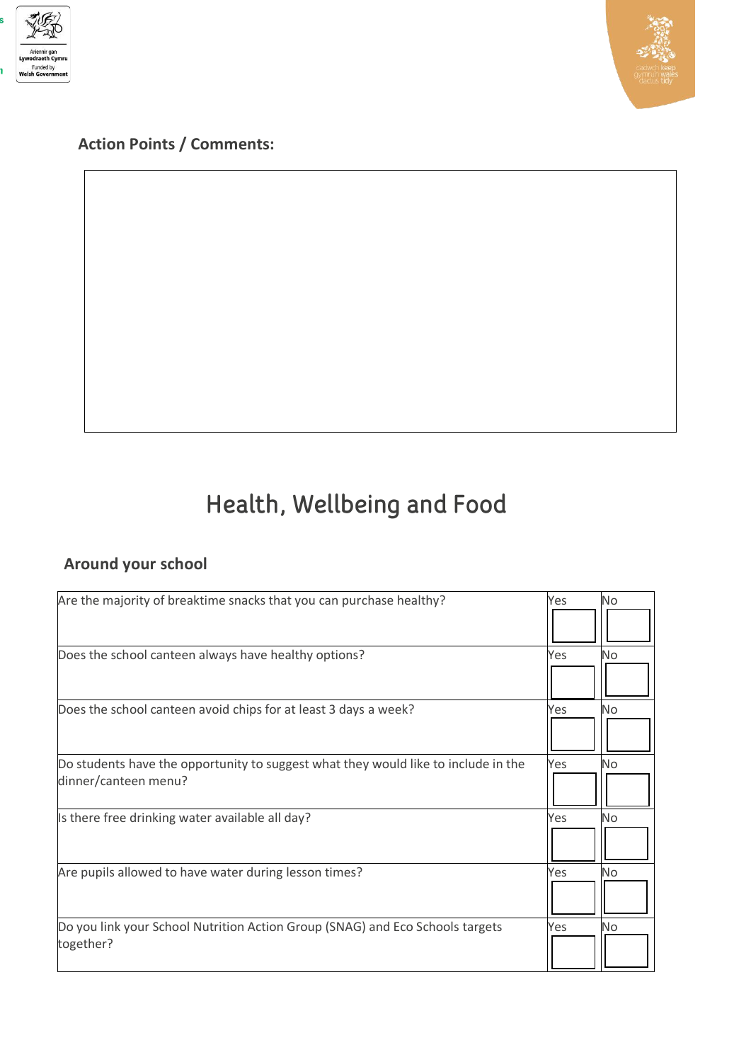**Action Points / Comments:**

# Health, Wellbeing and Food

## Around your school

| | | |
|---|---|---|
| Are the majority of breaktime snacks that you can purchase healthy? | Yes | No |
| Does the school canteen always have healthy options? | Yes | No |
| Does the school canteen avoid chips for at least 3 days a week? | Yes | No |
| Do students have the opportunity to suggest what they would like to include in the dinner/canteen menu? | Yes | No |
| Is there free drinking water available all day? | Yes | No |
| Are pupils allowed to have water during lesson times? | Yes | No |
| Do you link your School Nutrition Action Group (SNAG) and Eco Schools targets together? | Yes | No |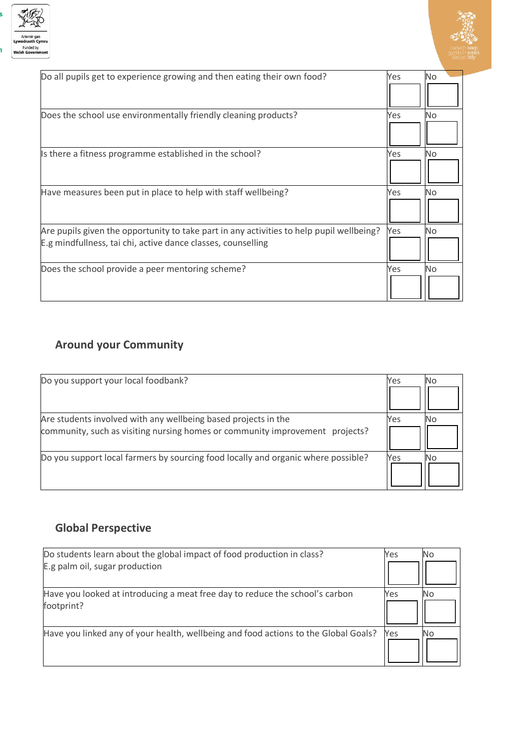| | | |
|---|---|---|
| Do all pupils get to experience growing and then eating their own food? | Yes | No |
| Does the school use environmentally friendly cleaning products? | Yes | No |
| Is there a fitness programme established in the school? | Yes | No |
| Have measures been put in place to help with staff wellbeing? | Yes | No |
| Are pupils given the opportunity to take part in any activities to help pupil wellbeing? E.g mindfullness, tai chi, active dance classes, counselling | Yes | No |
| Does the school provide a peer mentoring scheme? | Yes | No |

## Around your Community

| | | |
|---|---|---|
| Do you support your local foodbank? | Yes | No |
| Are students involved with any wellbeing based projects in the community, such as visiting nursing homes or community improvement projects? | Yes | No |
| Do you support local farmers by sourcing food locally and organic where possible? | Yes | No |

## Global Perspective

| | | |
|---|---|---|
| Do students learn about the global impact of food production in class? E.g palm oil, sugar production | Yes | No |
| Have you looked at introducing a meat free day to reduce the school's carbon footprint? | Yes | No |
| Have you linked any of your health, wellbeing and food actions to the Global Goals? | Yes | No |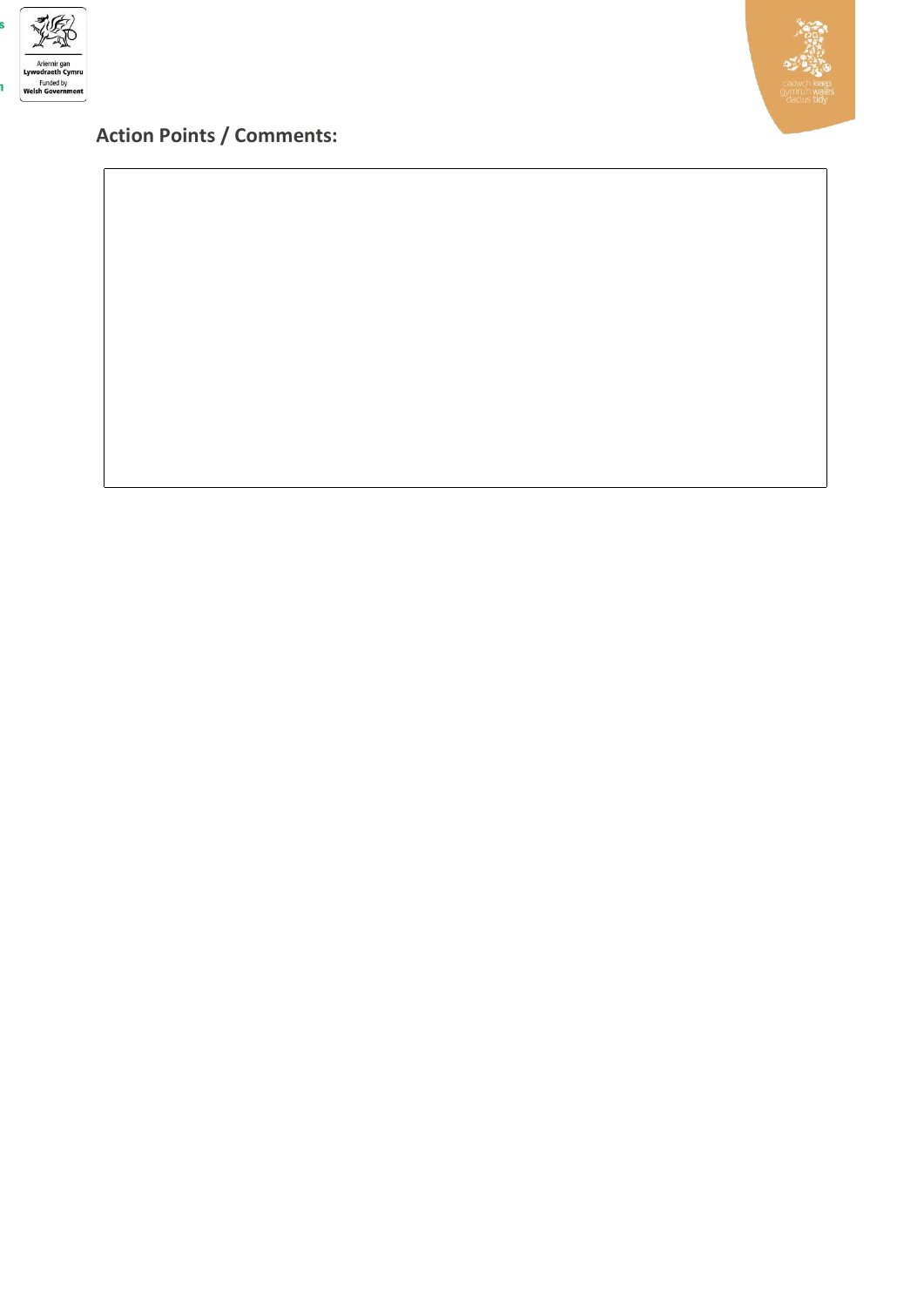## Action Points / Comments: